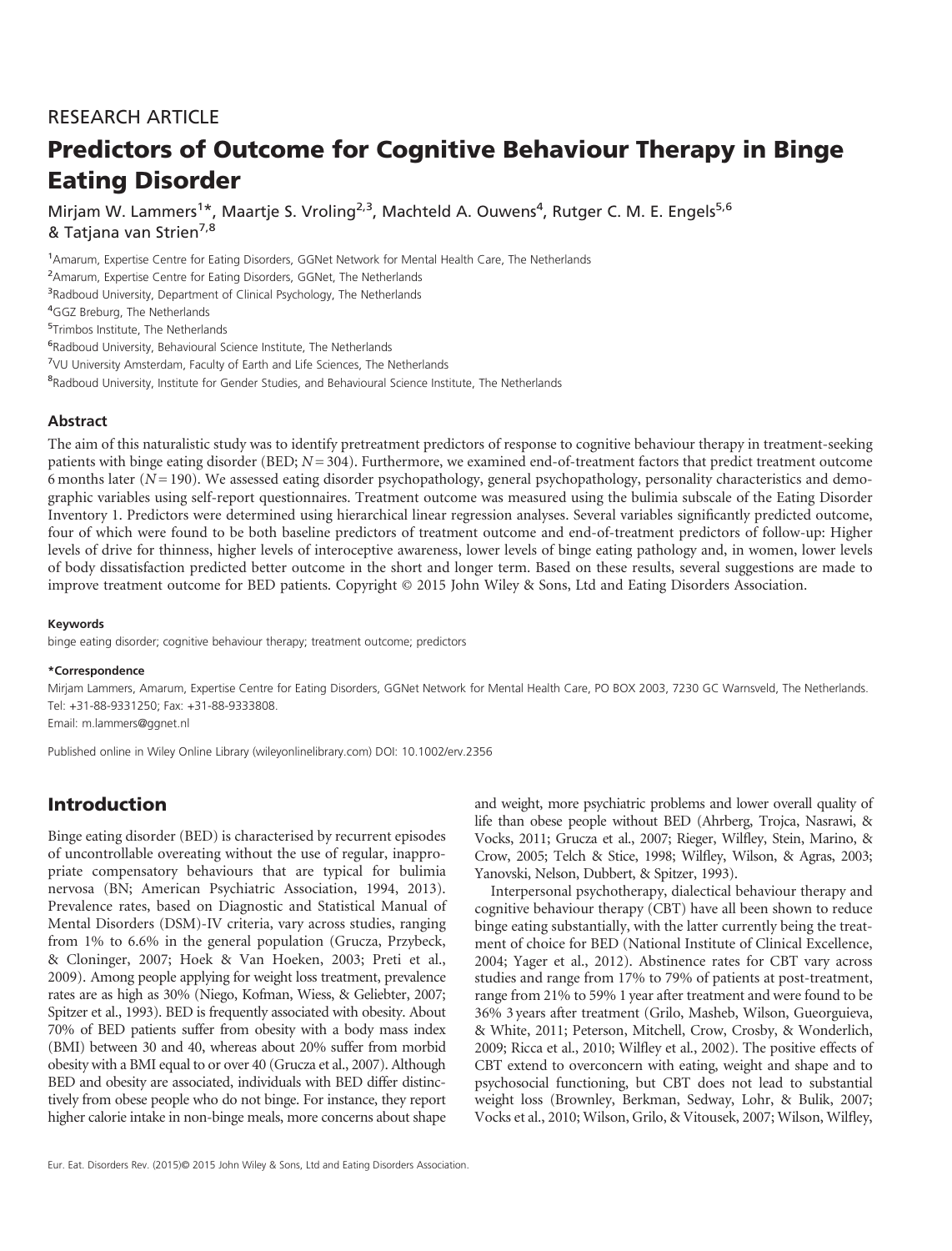RESEARCH ARTICLE

# Predictors of Outcome for Cognitive Behaviour Therapy in Binge Eating Disorder

Mirjam W. Lammers[1]*, Maartje S. Vroling[2,3], Machteld A. Ouwens[4], Rutger C. M. E. Engels[5,6] & Tatjana van Strien[7,8]

[1]Amarum, Expertise Centre for Eating Disorders, GGNet Network for Mental Health Care, The Netherlands
[2]Amarum, Expertise Centre for Eating Disorders, GGNet, The Netherlands
[3]Radboud University, Department of Clinical Psychology, The Netherlands
[4]GGZ Breburg, The Netherlands
[5]Trimbos Institute, The Netherlands
[6]Radboud University, Behavioural Science Institute, The Netherlands
[7]VU University Amsterdam, Faculty of Earth and Life Sciences, The Netherlands
[8]Radboud University, Institute for Gender Studies, and Behavioural Science Institute, The Netherlands

## Abstract

The aim of this naturalistic study was to identify pretreatment predictors of response to cognitive behaviour therapy in treatment-seeking patients with binge eating disorder (BED; $N = 304$). Furthermore, we examined end-of-treatment factors that predict treatment outcome 6 months later ($N = 190$). We assessed eating disorder psychopathology, general psychopathology, personality characteristics and demographic variables using self-report questionnaires. Treatment outcome was measured using the bulimia subscale of the Eating Disorder Inventory 1. Predictors were determined using hierarchical linear regression analyses. Several variables significantly predicted outcome, four of which were found to be both baseline predictors of treatment outcome and end-of-treatment predictors of follow-up: Higher levels of drive for thinness, higher levels of interoceptive awareness, lower levels of binge eating pathology and, in women, lower levels of body dissatisfaction predicted better outcome in the short and longer term. Based on these results, several suggestions are made to improve treatment outcome for BED patients. Copyright © 2015 John Wiley & Sons, Ltd and Eating Disorders Association.

**Keywords**

binge eating disorder; cognitive behaviour therapy; treatment outcome; predictors

**\*Correspondence**

Mirjam Lammers, Amarum, Expertise Centre for Eating Disorders, GGNet Network for Mental Health Care, PO BOX 2003, 7230 GC Warnsveld, The Netherlands. Tel: +31-88-9331250; Fax: +31-88-9333808.
Email: m.lammers@ggnet.nl

Published online in Wiley Online Library (wileyonlinelibrary.com) DOI: 10.1002/erv.2356

## Introduction

Binge eating disorder (BED) is characterised by recurrent episodes of uncontrollable overeating without the use of regular, inappropriate compensatory behaviours that are typical for bulimia nervosa (BN; American Psychiatric Association, 1994, 2013). Prevalence rates, based on Diagnostic and Statistical Manual of Mental Disorders (DSM)-IV criteria, vary across studies, ranging from 1% to 6.6% in the general population (Grucza, Przybeck, & Cloninger, 2007; Hoek & Van Hoeken, 2003; Preti et al., 2009). Among people applying for weight loss treatment, prevalence rates are as high as 30% (Niego, Kofman, Wiess, & Geliebter, 2007; Spitzer et al., 1993). BED is frequently associated with obesity. About 70% of BED patients suffer from obesity with a body mass index (BMI) between 30 and 40, whereas about 20% suffer from morbid obesity with a BMI equal to or over 40 (Grucza et al., 2007). Although BED and obesity are associated, individuals with BED differ distinctively from obese people who do not binge. For instance, they report higher calorie intake in non-binge meals, more concerns about shape and weight, more psychiatric problems and lower overall quality of life than obese people without BED (Ahrberg, Trojca, Nasrawi, & Vocks, 2011; Grucza et al., 2007; Rieger, Wilfley, Stein, Marino, & Crow, 2005; Telch & Stice, 1998; Wilfley, Wilson, & Agras, 2003; Yanovski, Nelson, Dubbert, & Spitzer, 1993).

Interpersonal psychotherapy, dialectical behaviour therapy and cognitive behaviour therapy (CBT) have all been shown to reduce binge eating substantially, with the latter currently being the treatment of choice for BED (National Institute of Clinical Excellence, 2004; Yager et al., 2012). Abstinence rates for CBT vary across studies and range from 17% to 79% of patients at post-treatment, range from 21% to 59% 1 year after treatment and were found to be 36% 3 years after treatment (Grilo, Masheb, Wilson, Gueorguieva, & White, 2011; Peterson, Mitchell, Crow, Crosby, & Wonderlich, 2009; Ricca et al., 2010; Wilfley et al., 2002). The positive effects of CBT extend to overconcern with eating, weight and shape and to psychosocial functioning, but CBT does not lead to substantial weight loss (Brownley, Berkman, Sedway, Lohr, & Bulik, 2007; Vocks et al., 2010; Wilson, Grilo, & Vitousek, 2007; Wilson, Wilfley,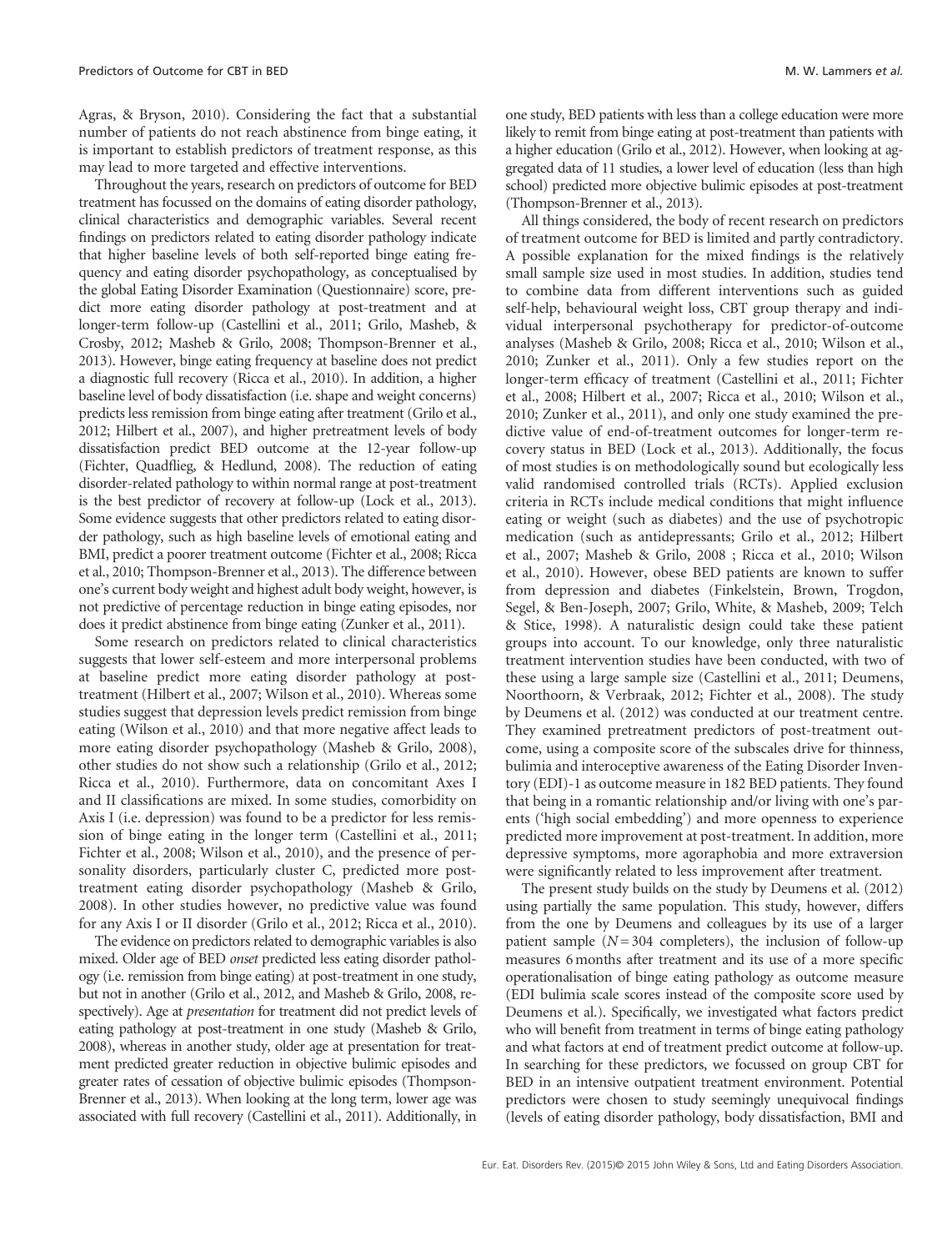Agras, & Bryson, 2010). Considering the fact that a substantial number of patients do not reach abstinence from binge eating, it is important to establish predictors of treatment response, as this may lead to more targeted and effective interventions.

Throughout the years, research on predictors of outcome for BED treatment has focussed on the domains of eating disorder pathology, clinical characteristics and demographic variables. Several recent findings on predictors related to eating disorder pathology indicate that higher baseline levels of both self-reported binge eating frequency and eating disorder psychopathology, as conceptualised by the global Eating Disorder Examination (Questionnaire) score, predict more eating disorder pathology at post-treatment and at longer-term follow-up (Castellini et al., 2011; Grilo, Masheb, & Crosby, 2012; Masheb & Grilo, 2008; Thompson-Brenner et al., 2013). However, binge eating frequency at baseline does not predict a diagnostic full recovery (Ricca et al., 2010). In addition, a higher baseline level of body dissatisfaction (i.e. shape and weight concerns) predicts less remission from binge eating after treatment (Grilo et al., 2012; Hilbert et al., 2007), and higher pretreatment levels of body dissatisfaction predict BED outcome at the 12-year follow-up (Fichter, Quadflieg, & Hedlund, 2008). The reduction of eating disorder-related pathology to within normal range at post-treatment is the best predictor of recovery at follow-up (Lock et al., 2013). Some evidence suggests that other predictors related to eating disorder pathology, such as high baseline levels of emotional eating and BMI, predict a poorer treatment outcome (Fichter et al., 2008; Ricca et al., 2010; Thompson-Brenner et al., 2013). The difference between one's current body weight and highest adult body weight, however, is not predictive of percentage reduction in binge eating episodes, nor does it predict abstinence from binge eating (Zunker et al., 2011).

Some research on predictors related to clinical characteristics suggests that lower self-esteem and more interpersonal problems at baseline predict more eating disorder pathology at post-treatment (Hilbert et al., 2007; Wilson et al., 2010). Whereas some studies suggest that depression levels predict remission from binge eating (Wilson et al., 2010) and that more negative affect leads to more eating disorder psychopathology (Masheb & Grilo, 2008), other studies do not show such a relationship (Grilo et al., 2012; Ricca et al., 2010). Furthermore, data on concomitant Axes I and II classifications are mixed. In some studies, comorbidity on Axis I (i.e. depression) was found to be a predictor for less remission of binge eating in the longer term (Castellini et al., 2011; Fichter et al., 2008; Wilson et al., 2010), and the presence of personality disorders, particularly cluster C, predicted more post-treatment eating disorder psychopathology (Masheb & Grilo, 2008). In other studies however, no predictive value was found for any Axis I or II disorder (Grilo et al., 2012; Ricca et al., 2010).

The evidence on predictors related to demographic variables is also mixed. Older age of BED *onset* predicted less eating disorder pathology (i.e. remission from binge eating) at post-treatment in one study, but not in another (Grilo et al., 2012, and Masheb & Grilo, 2008, respectively). Age at *presentation* for treatment did not predict levels of eating pathology at post-treatment in one study (Masheb & Grilo, 2008), whereas in another study, older age at presentation for treatment predicted greater reduction in objective bulimic episodes and greater rates of cessation of objective bulimic episodes (Thompson-Brenner et al., 2013). When looking at the long term, lower age was associated with full recovery (Castellini et al., 2011). Additionally, in one study, BED patients with less than a college education were more likely to remit from binge eating at post-treatment than patients with a higher education (Grilo et al., 2012). However, when looking at aggregated data of 11 studies, a lower level of education (less than high school) predicted more objective bulimic episodes at post-treatment (Thompson-Brenner et al., 2013).

All things considered, the body of recent research on predictors of treatment outcome for BED is limited and partly contradictory. A possible explanation for the mixed findings is the relatively small sample size used in most studies. In addition, studies tend to combine data from different interventions such as guided self-help, behavioural weight loss, CBT group therapy and individual interpersonal psychotherapy for predictor-of-outcome analyses (Masheb & Grilo, 2008; Ricca et al., 2010; Wilson et al., 2010; Zunker et al., 2011). Only a few studies report on the longer-term efficacy of treatment (Castellini et al., 2011; Fichter et al., 2008; Hilbert et al., 2007; Ricca et al., 2010; Wilson et al., 2010; Zunker et al., 2011), and only one study examined the predictive value of end-of-treatment outcomes for longer-term recovery status in BED (Lock et al., 2013). Additionally, the focus of most studies is on methodologically sound but ecologically less valid randomised controlled trials (RCTs). Applied exclusion criteria in RCTs include medical conditions that might influence eating or weight (such as diabetes) and the use of psychotropic medication (such as antidepressants; Grilo et al., 2012; Hilbert et al., 2007; Masheb & Grilo, 2008 ; Ricca et al., 2010; Wilson et al., 2010). However, obese BED patients are known to suffer from depression and diabetes (Finkelstein, Brown, Trogdon, Segel, & Ben-Joseph, 2007; Grilo, White, & Masheb, 2009; Telch & Stice, 1998). A naturalistic design could take these patient groups into account. To our knowledge, only three naturalistic treatment intervention studies have been conducted, with two of these using a large sample size (Castellini et al., 2011; Deumens, Noorthoorn, & Verbraak, 2012; Fichter et al., 2008). The study by Deumens et al. (2012) was conducted at our treatment centre. They examined pretreatment predictors of post-treatment outcome, using a composite score of the subscales drive for thinness, bulimia and interoceptive awareness of the Eating Disorder Inventory (EDI)-1 as outcome measure in 182 BED patients. They found that being in a romantic relationship and/or living with one's parents ('high social embedding') and more openness to experience predicted more improvement at post-treatment. In addition, more depressive symptoms, more agoraphobia and more extraversion were significantly related to less improvement after treatment.

The present study builds on the study by Deumens et al. (2012) using partially the same population. This study, however, differs from the one by Deumens and colleagues by its use of a larger patient sample ($N = 304$ completers), the inclusion of follow-up measures 6 months after treatment and its use of a more specific operationalisation of binge eating pathology as outcome measure (EDI bulimia scale scores instead of the composite score used by Deumens et al.). Specifically, we investigated what factors predict who will benefit from treatment in terms of binge eating pathology and what factors at end of treatment predict outcome at follow-up. In searching for these predictors, we focussed on group CBT for BED in an intensive outpatient treatment environment. Potential predictors were chosen to study seemingly unequivocal findings (levels of eating disorder pathology, body dissatisfaction, BMI and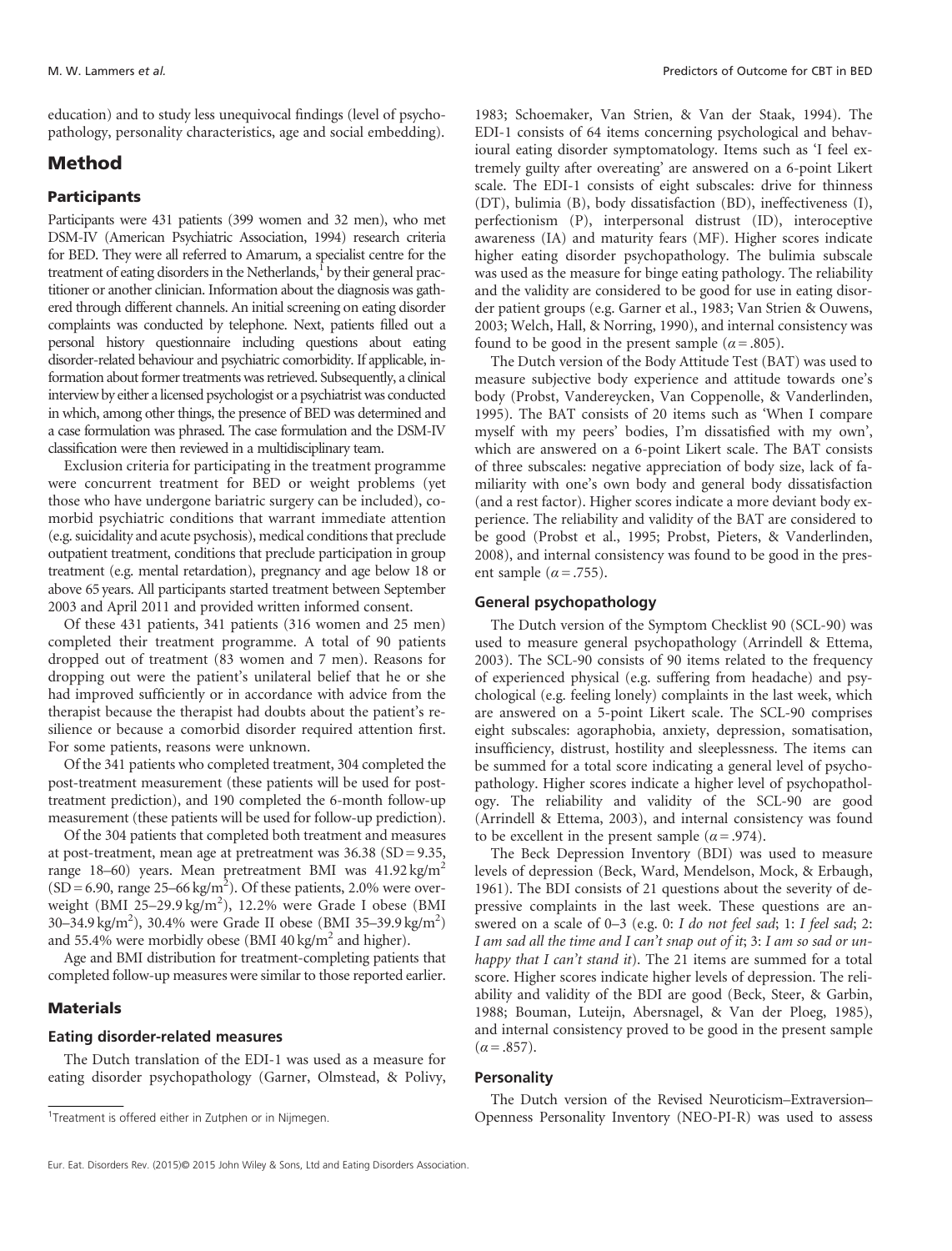education) and to study less unequivocal findings (level of psychopathology, personality characteristics, age and social embedding).

## Method

### Participants

Participants were 431 patients (399 women and 32 men), who met DSM-IV (American Psychiatric Association, 1994) research criteria for BED. They were all referred to Amarum, a specialist centre for the treatment of eating disorders in the Netherlands,[1] by their general practitioner or another clinician. Information about the diagnosis was gathered through different channels. An initial screening on eating disorder complaints was conducted by telephone. Next, patients filled out a personal history questionnaire including questions about eating disorder-related behaviour and psychiatric comorbidity. If applicable, information about former treatments was retrieved. Subsequently, a clinical interview by either a licensed psychologist or a psychiatrist was conducted in which, among other things, the presence of BED was determined and a case formulation was phrased. The case formulation and the DSM-IV classification were then reviewed in a multidisciplinary team.

Exclusion criteria for participating in the treatment programme were concurrent treatment for BED or weight problems (yet those who have undergone bariatric surgery can be included), comorbid psychiatric conditions that warrant immediate attention (e.g. suicidality and acute psychosis), medical conditions that preclude outpatient treatment, conditions that preclude participation in group treatment (e.g. mental retardation), pregnancy and age below 18 or above 65 years. All participants started treatment between September 2003 and April 2011 and provided written informed consent.

Of these 431 patients, 341 patients (316 women and 25 men) completed their treatment programme. A total of 90 patients dropped out of treatment (83 women and 7 men). Reasons for dropping out were the patient's unilateral belief that he or she had improved sufficiently or in accordance with advice from the therapist because the therapist had doubts about the patient's resilience or because a comorbid disorder required attention first. For some patients, reasons were unknown.

Of the 341 patients who completed treatment, 304 completed the post-treatment measurement (these patients will be used for post-treatment prediction), and 190 completed the 6-month follow-up measurement (these patients will be used for follow-up prediction).

Of the 304 patients that completed both treatment and measures at post-treatment, mean age at pretreatment was 36.38 (SD = 9.35, range 18–60) years. Mean pretreatment BMI was 41.92 kg/m$^2$ (SD = 6.90, range 25–66 kg/m$^2$). Of these patients, 2.0% were overweight (BMI 25–29.9 kg/m$^2$), 12.2% were Grade I obese (BMI 30–34.9 kg/m$^2$), 30.4% were Grade II obese (BMI 35–39.9 kg/m$^2$) and 55.4% were morbidly obese (BMI 40 kg/m$^2$ and higher).

Age and BMI distribution for treatment-completing patients that completed follow-up measures were similar to those reported earlier.

### Materials

#### Eating disorder-related measures

The Dutch translation of the EDI-1 was used as a measure for eating disorder psychopathology (Garner, Olmstead, & Polivy, 1983; Schoemaker, Van Strien, & Van der Staak, 1994). The EDI-1 consists of 64 items concerning psychological and behavioural eating disorder symptomatology. Items such as 'I feel extremely guilty after overeating' are answered on a 6-point Likert scale. The EDI-1 consists of eight subscales: drive for thinness (DT), bulimia (B), body dissatisfaction (BD), ineffectiveness (I), perfectionism (P), interpersonal distrust (ID), interoceptive awareness (IA) and maturity fears (MF). Higher scores indicate higher eating disorder psychopathology. The bulimia subscale was used as the measure for binge eating pathology. The reliability and the validity are considered to be good for use in eating disorder patient groups (e.g. Garner et al., 1983; Van Strien & Ouwens, 2003; Welch, Hall, & Norring, 1990), and internal consistency was found to be good in the present sample ($\alpha = .805$).

The Dutch version of the Body Attitude Test (BAT) was used to measure subjective body experience and attitude towards one's body (Probst, Vandereycken, Van Coppenolle, & Vanderlinden, 1995). The BAT consists of 20 items such as 'When I compare myself with my peers' bodies, I'm dissatisfied with my own', which are answered on a 6-point Likert scale. The BAT consists of three subscales: negative appreciation of body size, lack of familiarity with one's own body and general body dissatisfaction (and a rest factor). Higher scores indicate a more deviant body experience. The reliability and validity of the BAT are considered to be good (Probst et al., 1995; Probst, Pieters, & Vanderlinden, 2008), and internal consistency was found to be good in the present sample ($\alpha = .755$).

#### General psychopathology

The Dutch version of the Symptom Checklist 90 (SCL-90) was used to measure general psychopathology (Arrindell & Ettema, 2003). The SCL-90 consists of 90 items related to the frequency of experienced physical (e.g. suffering from headache) and psychological (e.g. feeling lonely) complaints in the last week, which are answered on a 5-point Likert scale. The SCL-90 comprises eight subscales: agoraphobia, anxiety, depression, somatisation, insufficiency, distrust, hostility and sleeplessness. The items can be summed for a total score indicating a general level of psychopathology. Higher scores indicate a higher level of psychopathology. The reliability and validity of the SCL-90 are good (Arrindell & Ettema, 2003), and internal consistency was found to be excellent in the present sample ($\alpha = .974$).

The Beck Depression Inventory (BDI) was used to measure levels of depression (Beck, Ward, Mendelson, Mock, & Erbaugh, 1961). The BDI consists of 21 questions about the severity of depressive complaints in the last week. These questions are answered on a scale of 0–3 (e.g. 0: *I do not feel sad*; 1: *I feel sad*; 2: *I am sad all the time and I can't snap out of it*; 3: *I am so sad or unhappy that I can't stand it*). The 21 items are summed for a total score. Higher scores indicate higher levels of depression. The reliability and validity of the BDI are good (Beck, Steer, & Garbin, 1988; Bouman, Luteijn, Abersnagel, & Van der Ploeg, 1985), and internal consistency proved to be good in the present sample ($\alpha = .857$).

#### Personality

The Dutch version of the Revised Neuroticism–Extraversion–Openness Personality Inventory (NEO-PI-R) was used to assess

[1] Treatment is offered either in Zutphen or in Nijmegen.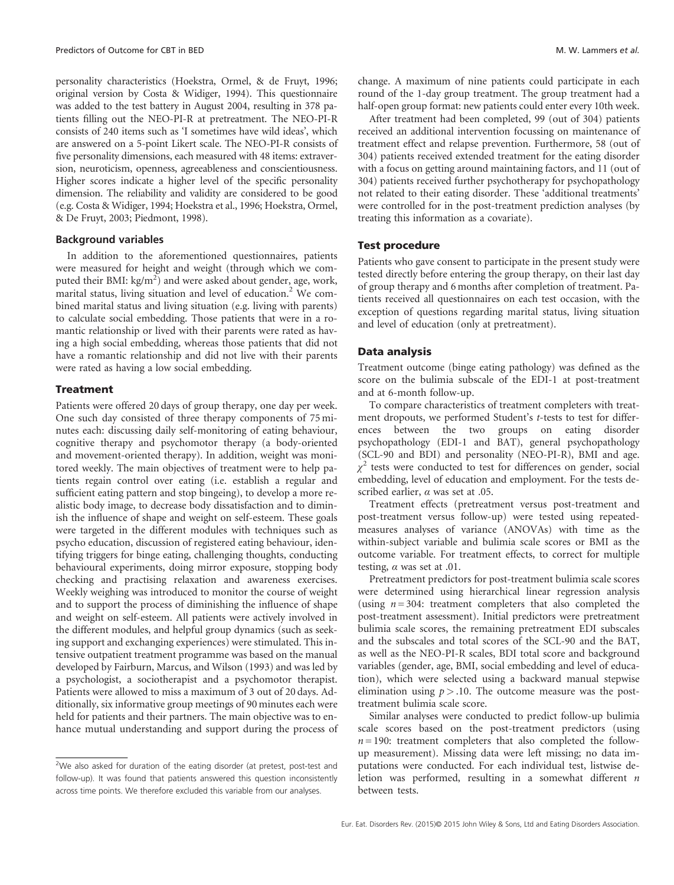personality characteristics (Hoekstra, Ormel, & de Fruyt, 1996; original version by Costa & Widiger, 1994). This questionnaire was added to the test battery in August 2004, resulting in 378 patients filling out the NEO-PI-R at pretreatment. The NEO-PI-R consists of 240 items such as 'I sometimes have wild ideas', which are answered on a 5-point Likert scale. The NEO-PI-R consists of five personality dimensions, each measured with 48 items: extraversion, neuroticism, openness, agreeableness and conscientiousness. Higher scores indicate a higher level of the specific personality dimension. The reliability and validity are considered to be good (e.g. Costa & Widiger, 1994; Hoekstra et al., 1996; Hoekstra, Ormel, & De Fruyt, 2003; Piedmont, 1998).

### Background variables

In addition to the aforementioned questionnaires, patients were measured for height and weight (through which we computed their BMI: kg/m$^2$) and were asked about gender, age, work, marital status, living situation and level of education.[2] We combined marital status and living situation (e.g. living with parents) to calculate social embedding. Those patients that were in a romantic relationship or lived with their parents were rated as having a high social embedding, whereas those patients that did not have a romantic relationship and did not live with their parents were rated as having a low social embedding.

## Treatment

Patients were offered 20 days of group therapy, one day per week. One such day consisted of three therapy components of 75 minutes each: discussing daily self-monitoring of eating behaviour, cognitive therapy and psychomotor therapy (a body-oriented and movement-oriented therapy). In addition, weight was monitored weekly. The main objectives of treatment were to help patients regain control over eating (i.e. establish a regular and sufficient eating pattern and stop bingeing), to develop a more realistic body image, to decrease body dissatisfaction and to diminish the influence of shape and weight on self-esteem. These goals were targeted in the different modules with techniques such as psycho education, discussion of registered eating behaviour, identifying triggers for binge eating, challenging thoughts, conducting behavioural experiments, doing mirror exposure, stopping body checking and practising relaxation and awareness exercises. Weekly weighing was introduced to monitor the course of weight and to support the process of diminishing the influence of shape and weight on self-esteem. All patients were actively involved in the different modules, and helpful group dynamics (such as seeking support and exchanging experiences) were stimulated. This intensive outpatient treatment programme was based on the manual developed by Fairburn, Marcus, and Wilson (1993) and was led by a psychologist, a sociotherapist and a psychomotor therapist. Patients were allowed to miss a maximum of 3 out of 20 days. Additionally, six informative group meetings of 90 minutes each were held for patients and their partners. The main objective was to enhance mutual understanding and support during the process of change. A maximum of nine patients could participate in each round of the 1-day group treatment. The group treatment had a half-open group format: new patients could enter every 10th week.

After treatment had been completed, 99 (out of 304) patients received an additional intervention focussing on maintenance of treatment effect and relapse prevention. Furthermore, 58 (out of 304) patients received extended treatment for the eating disorder with a focus on getting around maintaining factors, and 11 (out of 304) patients received further psychotherapy for psychopathology not related to their eating disorder. These 'additional treatments' were controlled for in the post-treatment prediction analyses (by treating this information as a covariate).

## Test procedure

Patients who gave consent to participate in the present study were tested directly before entering the group therapy, on their last day of group therapy and 6 months after completion of treatment. Patients received all questionnaires on each test occasion, with the exception of questions regarding marital status, living situation and level of education (only at pretreatment).

## Data analysis

Treatment outcome (binge eating pathology) was defined as the score on the bulimia subscale of the EDI-1 at post-treatment and at 6-month follow-up.

To compare characteristics of treatment completers with treatment dropouts, we performed Student's *t*-tests to test for differences between the two groups on eating disorder psychopathology (EDI-1 and BAT), general psychopathology (SCL-90 and BDI) and personality (NEO-PI-R), BMI and age. $\chi^2$ tests were conducted to test for differences on gender, social embedding, level of education and employment. For the tests described earlier, $\alpha$ was set at .05.

Treatment effects (pretreatment versus post-treatment and post-treatment versus follow-up) were tested using repeated-measures analyses of variance (ANOVAs) with time as the within-subject variable and bulimia scale scores or BMI as the outcome variable. For treatment effects, to correct for multiple testing, $\alpha$ was set at .01.

Pretreatment predictors for post-treatment bulimia scale scores were determined using hierarchical linear regression analysis (using $n = 304$: treatment completers that also completed the post-treatment assessment). Initial predictors were pretreatment bulimia scale scores, the remaining pretreatment EDI subscales and the subscales and total scores of the SCL-90 and the BAT, as well as the NEO-PI-R scales, BDI total score and background variables (gender, age, BMI, social embedding and level of education), which were selected using a backward manual stepwise elimination using $p > .10$. The outcome measure was the post-treatment bulimia scale score.

Similar analyses were conducted to predict follow-up bulimia scale scores based on the post-treatment predictors (using $n = 190$: treatment completers that also completed the follow-up measurement). Missing data were left missing; no data imputations were conducted. For each individual test, listwise deletion was performed, resulting in a somewhat different $n$ between tests.

[2]We also asked for duration of the eating disorder (at pretest, post-test and follow-up). It was found that patients answered this question inconsistently across time points. We therefore excluded this variable from our analyses.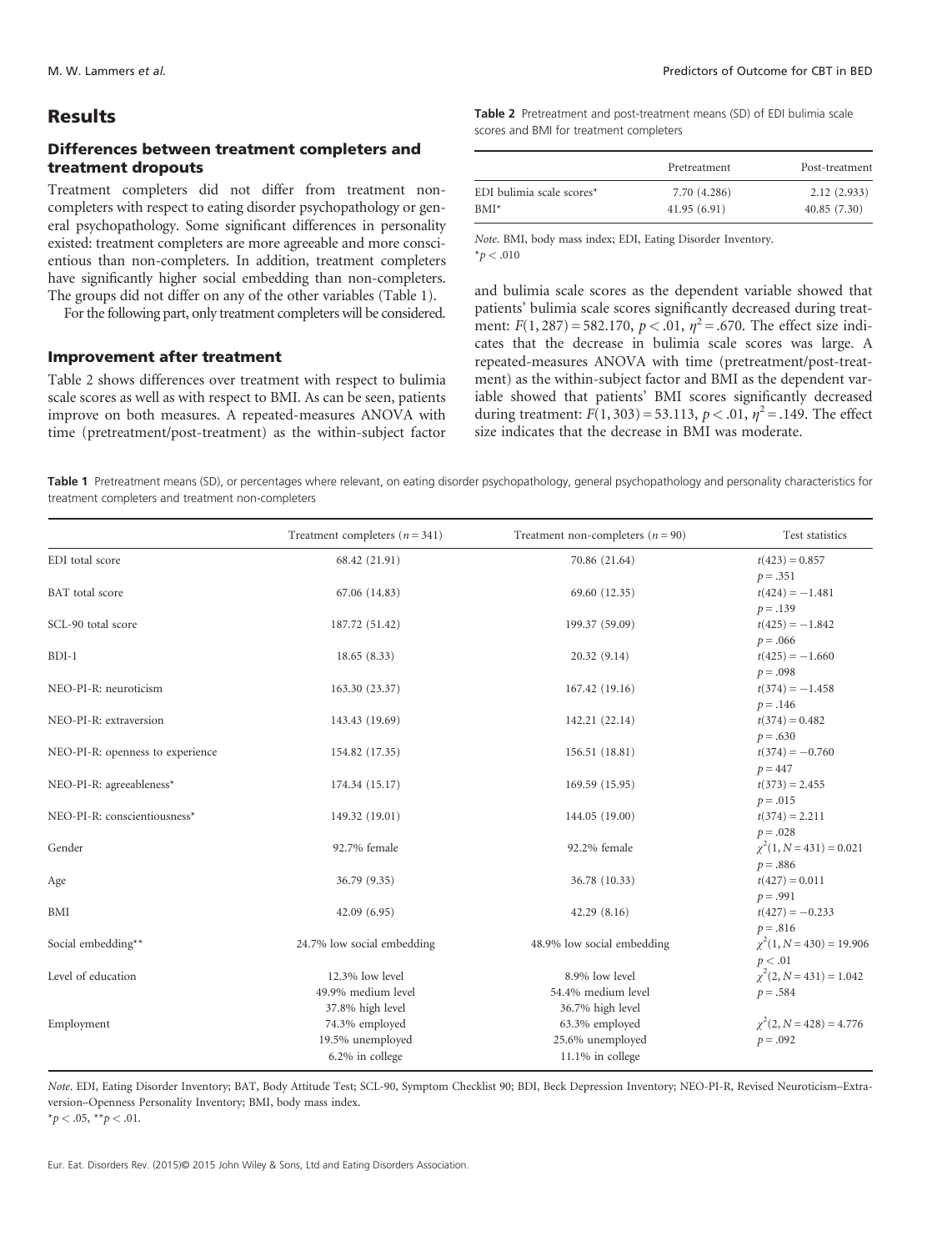## Results

### Differences between treatment completers and treatment dropouts

Treatment completers did not differ from treatment non-completers with respect to eating disorder psychopathology or general psychopathology. Some significant differences in personality existed: treatment completers are more agreeable and more conscientious than non-completers. In addition, treatment completers have significantly higher social embedding than non-completers. The groups did not differ on any of the other variables (Table 1).

For the following part, only treatment completers will be considered.

### Improvement after treatment

Table 2 shows differences over treatment with respect to bulimia scale scores as well as with respect to BMI. As can be seen, patients improve on both measures. A repeated-measures ANOVA with time (pretreatment/post-treatment) as the within-subject factor and bulimia scale scores as the dependent variable showed that patients' bulimia scale scores significantly decreased during treatment: $F(1, 287) = 582.170$, $p < .01$, $\eta^2 = .670$. The effect size indicates that the decrease in bulimia scale scores was large. A repeated-measures ANOVA with time (pretreatment/post-treatment) as the within-subject factor and BMI as the dependent variable showed that patients' BMI scores significantly decreased during treatment: $F(1, 303) = 53.113$, $p < .01$, $\eta^2 = .149$. The effect size indicates that the decrease in BMI was moderate.

**Table 2** Pretreatment and post-treatment means (SD) of EDI bulimia scale scores and BMI for treatment completers

| | Pretreatment | Post-treatment |
|---|---|---|
| EDI bulimia scale scores* | 7.70 (4.286) | 2.12 (2.933) |
| BMI* | 41.95 (6.91) | 40.85 (7.30) |

*Note*. BMI, body mass index; EDI, Eating Disorder Inventory.
*$p < .010$

**Table 1** Pretreatment means (SD), or percentages where relevant, on eating disorder psychopathology, general psychopathology and personality characteristics for treatment completers and treatment non-completers

| | Treatment completers ($n = 341$) | Treatment non-completers ($n = 90$) | Test statistics |
|---|---|---|---|
| EDI total score | 68.42 (21.91) | 70.86 (21.64) | $t(423) = 0.857$ $p = .351$ |
| BAT total score | 67.06 (14.83) | 69.60 (12.35) | $t(424) = -1.481$ $p = .139$ |
| SCL-90 total score | 187.72 (51.42) | 199.37 (59.09) | $t(425) = -1.842$ $p = .066$ |
| BDI-1 | 18.65 (8.33) | 20.32 (9.14) | $t(425) = -1.660$ $p = .098$ |
| NEO-PI-R: neuroticism | 163.30 (23.37) | 167.42 (19.16) | $t(374) = -1.458$ $p = .146$ |
| NEO-PI-R: extraversion | 143.43 (19.69) | 142.21 (22.14) | $t(374) = 0.482$ $p = .630$ |
| NEO-PI-R: openness to experience | 154.82 (17.35) | 156.51 (18.81) | $t(374) = -0.760$ $p = 447$ |
| NEO-PI-R: agreeableness* | 174.34 (15.17) | 169.59 (15.95) | $t(373) = 2.455$ $p = .015$ |
| NEO-PI-R: conscientiousness* | 149.32 (19.01) | 144.05 (19.00) | $t(374) = 2.211$ $p = .028$ |
| Gender | 92.7% female | 92.2% female | $\chi^2(1, N = 431) = 0.021$ $p = .886$ |
| Age | 36.79 (9.35) | 36.78 (10.33) | $t(427) = 0.011$ $p = .991$ |
| BMI | 42.09 (6.95) | 42.29 (8.16) | $t(427) = -0.233$ $p = .816$ |
| Social embedding** | 24.7% low social embedding | 48.9% low social embedding | $\chi^2(1, N = 430) = 19.906$ $p < .01$ |
| Level of education | 12.3% low level<br>49.9% medium level<br>37.8% high level | 8.9% low level<br>54.4% medium level<br>36.7% high level | $\chi^2(2, N = 431) = 1.042$ $p = .584$ |
| Employment | 74.3% employed<br>19.5% unemployed<br>6.2% in college | 63.3% employed<br>25.6% unemployed<br>11.1% in college | $\chi^2(2, N = 428) = 4.776$ $p = .092$ |

*Note*. EDI, Eating Disorder Inventory; BAT, Body Attitude Test; SCL-90, Symptom Checklist 90; BDI, Beck Depression Inventory; NEO-PI-R, Revised Neuroticism–Extraversion–Openness Personality Inventory; BMI, body mass index.
*$p < .05$, **$p < .01$.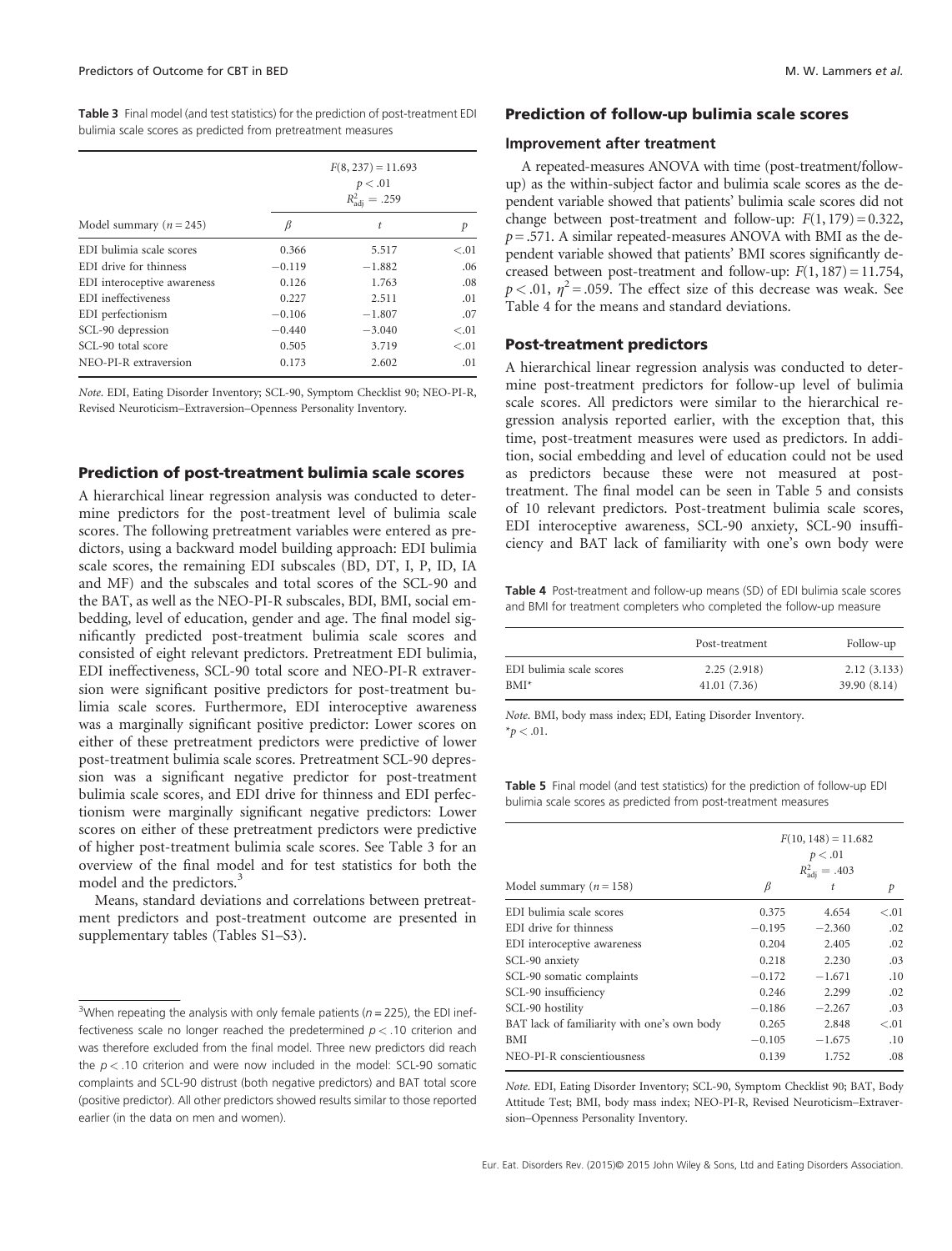**Table 3** Final model (and test statistics) for the prediction of post-treatment EDI bulimia scale scores as predicted from pretreatment measures

| Model summary ($n = 245$) | $F(8, 237) = 11.693$, $p < .01$, $R^2_{adj} = .259$ | | |
|---|---|---|---|
| | $\beta$ | $t$ | $p$ |
| EDI bulimia scale scores | 0.366 | 5.517 | <.01 |
| EDI drive for thinness | −0.119 | −1.882 | .06 |
| EDI interoceptive awareness | 0.126 | 1.763 | .08 |
| EDI ineffectiveness | 0.227 | 2.511 | .01 |
| EDI perfectionism | −0.106 | −1.807 | .07 |
| SCL-90 depression | −0.440 | −3.040 | <.01 |
| SCL-90 total score | 0.505 | 3.719 | <.01 |
| NEO-PI-R extraversion | 0.173 | 2.602 | .01 |

*Note*. EDI, Eating Disorder Inventory; SCL-90, Symptom Checklist 90; NEO-PI-R, Revised Neuroticism–Extraversion–Openness Personality Inventory.

## Prediction of post-treatment bulimia scale scores

A hierarchical linear regression analysis was conducted to determine predictors for the post-treatment level of bulimia scale scores. The following pretreatment variables were entered as predictors, using a backward model building approach: EDI bulimia scale scores, the remaining EDI subscales (BD, DT, I, P, ID, IA and MF) and the subscales and total scores of the SCL-90 and the BAT, as well as the NEO-PI-R subscales, BDI, BMI, social embedding, level of education, gender and age. The final model significantly predicted post-treatment bulimia scale scores and consisted of eight relevant predictors. Pretreatment EDI bulimia, EDI ineffectiveness, SCL-90 total score and NEO-PI-R extraversion were significant positive predictors for post-treatment bulimia scale scores. Furthermore, EDI interoceptive awareness was a marginally significant positive predictor: Lower scores on either of these pretreatment predictors were predictive of lower post-treatment bulimia scale scores. Pretreatment SCL-90 depression was a significant negative predictor for post-treatment bulimia scale scores, and EDI drive for thinness and EDI perfectionism were marginally significant negative predictors: Lower scores on either of these pretreatment predictors were predictive of higher post-treatment bulimia scale scores. See Table 3 for an overview of the final model and for test statistics for both the model and the predictors.[3]

Means, standard deviations and correlations between pretreatment predictors and post-treatment outcome are presented in supplementary tables (Tables S1–S3).

[3]When repeating the analysis with only female patients ($n = 225$), the EDI ineffectiveness scale no longer reached the predetermined $p < .10$ criterion and was therefore excluded from the final model. Three new predictors did reach the $p < .10$ criterion and were now included in the model: SCL-90 somatic complaints and SCL-90 distrust (both negative predictors) and BAT total score (positive predictor). All other predictors showed results similar to those reported earlier (in the data on men and women).

## Prediction of follow-up bulimia scale scores

### Improvement after treatment

A repeated-measures ANOVA with time (post-treatment/follow-up) as the within-subject factor and bulimia scale scores as the dependent variable showed that patients' bulimia scale scores did not change between post-treatment and follow-up: $F(1, 179) = 0.322$, $p = .571$. A similar repeated-measures ANOVA with BMI as the dependent variable showed that patients' BMI scores significantly decreased between post-treatment and follow-up: $F(1, 187) = 11.754$, $p < .01$, $\eta^2 = .059$. The effect size of this decrease was weak. See Table 4 for the means and standard deviations.

### Post-treatment predictors

A hierarchical linear regression analysis was conducted to determine post-treatment predictors for follow-up level of bulimia scale scores. All predictors were similar to the hierarchical regression analysis reported earlier, with the exception that, this time, post-treatment measures were used as predictors. In addition, social embedding and level of education could not be used as predictors because these were not measured at post-treatment. The final model can be seen in Table 5 and consists of 10 relevant predictors. Post-treatment bulimia scale scores, EDI interoceptive awareness, SCL-90 anxiety, SCL-90 insufficiency and BAT lack of familiarity with one's own body were

**Table 4** Post-treatment and follow-up means (SD) of EDI bulimia scale scores and BMI for treatment completers who completed the follow-up measure

| | Post-treatment | Follow-up |
|---|---|---|
| EDI bulimia scale scores | 2.25 (2.918) | 2.12 (3.133) |
| BMI* | 41.01 (7.36) | 39.90 (8.14) |

*Note*. BMI, body mass index; EDI, Eating Disorder Inventory.
*$p < .01$.

**Table 5** Final model (and test statistics) for the prediction of follow-up EDI bulimia scale scores as predicted from post-treatment measures

| Model summary ($n = 158$) | $F(10, 148) = 11.682$, $p < .01$, $R^2_{adj} = .403$ | | |
|---|---|---|---|
| | $\beta$ | $t$ | $p$ |
| EDI bulimia scale scores | 0.375 | 4.654 | <.01 |
| EDI drive for thinness | −0.195 | −2.360 | .02 |
| EDI interoceptive awareness | 0.204 | 2.405 | .02 |
| SCL-90 anxiety | 0.218 | 2.230 | .03 |
| SCL-90 somatic complaints | −0.172 | −1.671 | .10 |
| SCL-90 insufficiency | 0.246 | 2.299 | .02 |
| SCL-90 hostility | −0.186 | −2.267 | .03 |
| BAT lack of familiarity with one's own body | 0.265 | 2.848 | <.01 |
| BMI | −0.105 | −1.675 | .10 |
| NEO-PI-R conscientiousness | 0.139 | 1.752 | .08 |

*Note*. EDI, Eating Disorder Inventory; SCL-90, Symptom Checklist 90; BAT, Body Attitude Test; BMI, body mass index; NEO-PI-R, Revised Neuroticism–Extraversion–Openness Personality Inventory.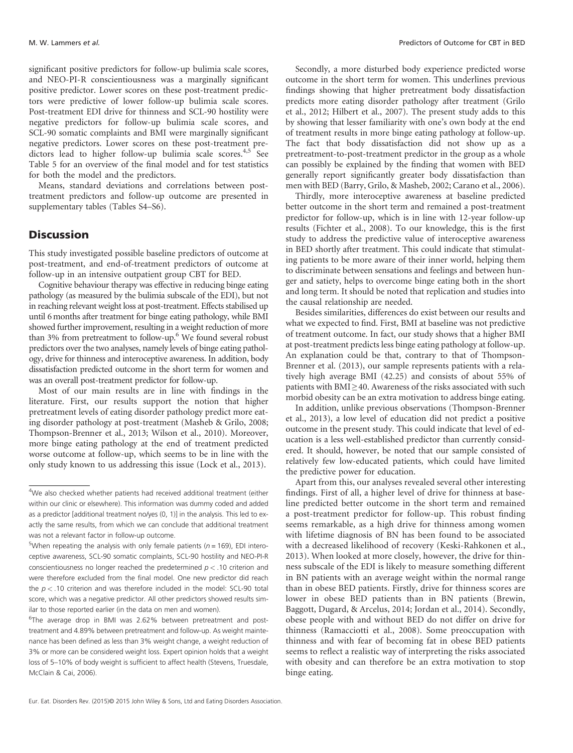significant positive predictors for follow-up bulimia scale scores, and NEO-PI-R conscientiousness was a marginally significant positive predictor. Lower scores on these post-treatment predictors were predictive of lower follow-up bulimia scale scores. Post-treatment EDI drive for thinness and SCL-90 hostility were negative predictors for follow-up bulimia scale scores, and SCL-90 somatic complaints and BMI were marginally significant negative predictors. Lower scores on these post-treatment predictors lead to higher follow-up bulimia scale scores.[4,5] See Table 5 for an overview of the final model and for test statistics for both the model and the predictors.

Means, standard deviations and correlations between post-treatment predictors and follow-up outcome are presented in supplementary tables (Tables S4–S6).

## Discussion

This study investigated possible baseline predictors of outcome at post-treatment, and end-of-treatment predictors of outcome at follow-up in an intensive outpatient group CBT for BED.

Cognitive behaviour therapy was effective in reducing binge eating pathology (as measured by the bulimia subscale of the EDI), but not in reaching relevant weight loss at post-treatment. Effects stabilised up until 6 months after treatment for binge eating pathology, while BMI showed further improvement, resulting in a weight reduction of more than 3% from pretreatment to follow-up.[6] We found several robust predictors over the two analyses, namely levels of binge eating pathology, drive for thinness and interoceptive awareness. In addition, body dissatisfaction predicted outcome in the short term for women and was an overall post-treatment predictor for follow-up.

Most of our main results are in line with findings in the literature. First, our results support the notion that higher pretreatment levels of eating disorder pathology predict more eating disorder pathology at post-treatment (Masheb & Grilo, 2008; Thompson-Brenner et al., 2013; Wilson et al., 2010). Moreover, more binge eating pathology at the end of treatment predicted worse outcome at follow-up, which seems to be in line with the only study known to us addressing this issue (Lock et al., 2013).

Secondly, a more disturbed body experience predicted worse outcome in the short term for women. This underlines previous findings showing that higher pretreatment body dissatisfaction predicts more eating disorder pathology after treatment (Grilo et al., 2012; Hilbert et al., 2007). The present study adds to this by showing that lesser familiarity with one's own body at the end of treatment results in more binge eating pathology at follow-up. The fact that body dissatisfaction did not show up as a pretreatment-to-post-treatment predictor in the group as a whole can possibly be explained by the finding that women with BED generally report significantly greater body dissatisfaction than men with BED (Barry, Grilo, & Masheb, 2002; Carano et al., 2006).

Thirdly, more interoceptive awareness at baseline predicted better outcome in the short term and remained a post-treatment predictor for follow-up, which is in line with 12-year follow-up results (Fichter et al., 2008). To our knowledge, this is the first study to address the predictive value of interoceptive awareness in BED shortly after treatment. This could indicate that stimulating patients to be more aware of their inner world, helping them to discriminate between sensations and feelings and between hunger and satiety, helps to overcome binge eating both in the short and long term. It should be noted that replication and studies into the causal relationship are needed.

Besides similarities, differences do exist between our results and what we expected to find. First, BMI at baseline was not predictive of treatment outcome. In fact, our study shows that a higher BMI at post-treatment predicts less binge eating pathology at follow-up. An explanation could be that, contrary to that of Thompson-Brenner et al. (2013), our sample represents patients with a relatively high average BMI (42.25) and consists of about 55% of patients with BMI ≥ 40. Awareness of the risks associated with such morbid obesity can be an extra motivation to address binge eating.

In addition, unlike previous observations (Thompson-Brenner et al., 2013), a low level of education did not predict a positive outcome in the present study. This could indicate that level of education is a less well-established predictor than currently considered. It should, however, be noted that our sample consisted of relatively few low-educated patients, which could have limited the predictive power for education.

Apart from this, our analyses revealed several other interesting findings. First of all, a higher level of drive for thinness at baseline predicted better outcome in the short term and remained a post-treatment predictor for follow-up. This robust finding seems remarkable, as a high drive for thinness among women with lifetime diagnosis of BN has been found to be associated with a decreased likelihood of recovery (Keski-Rahkonen et al., 2013). When looked at more closely, however, the drive for thinness subscale of the EDI is likely to measure something different in BN patients with an average weight within the normal range than in obese BED patients. Firstly, drive for thinness scores are lower in obese BED patients than in BN patients (Brewin, Baggott, Dugard, & Arcelus, 2014; Jordan et al., 2014). Secondly, obese people with and without BED do not differ on drive for thinness (Ramacciotti et al., 2008). Some preoccupation with thinness and with fear of becoming fat in obese BED patients seems to reflect a realistic way of interpreting the risks associated with obesity and can therefore be an extra motivation to stop binge eating.

---

[4] We also checked whether patients had received additional treatment (either within our clinic or elsewhere). This information was dummy coded and added as a predictor [additional treatment no/yes (0, 1)] in the analysis. This led to exactly the same results, from which we can conclude that additional treatment was not a relevant factor in follow-up outcome.

[5] When repeating the analysis with only female patients ($n = 169$), EDI interoceptive awareness, SCL-90 somatic complaints, SCL-90 hostility and NEO-PI-R conscientiousness no longer reached the predetermined $p < .10$ criterion and were therefore excluded from the final model. One new predictor did reach the $p < .10$ criterion and was therefore included in the model: SCL-90 total score, which was a negative predictor. All other predictors showed results similar to those reported earlier (in the data on men and women).

[6] The average drop in BMI was 2.62% between pretreatment and post-treatment and 4.89% between pretreatment and follow-up. As weight maintenance has been defined as less than 3% weight change, a weight reduction of 3% or more can be considered weight loss. Expert opinion holds that a weight loss of 5–10% of body weight is sufficient to affect health (Stevens, Truesdale, McClain & Cai, 2006).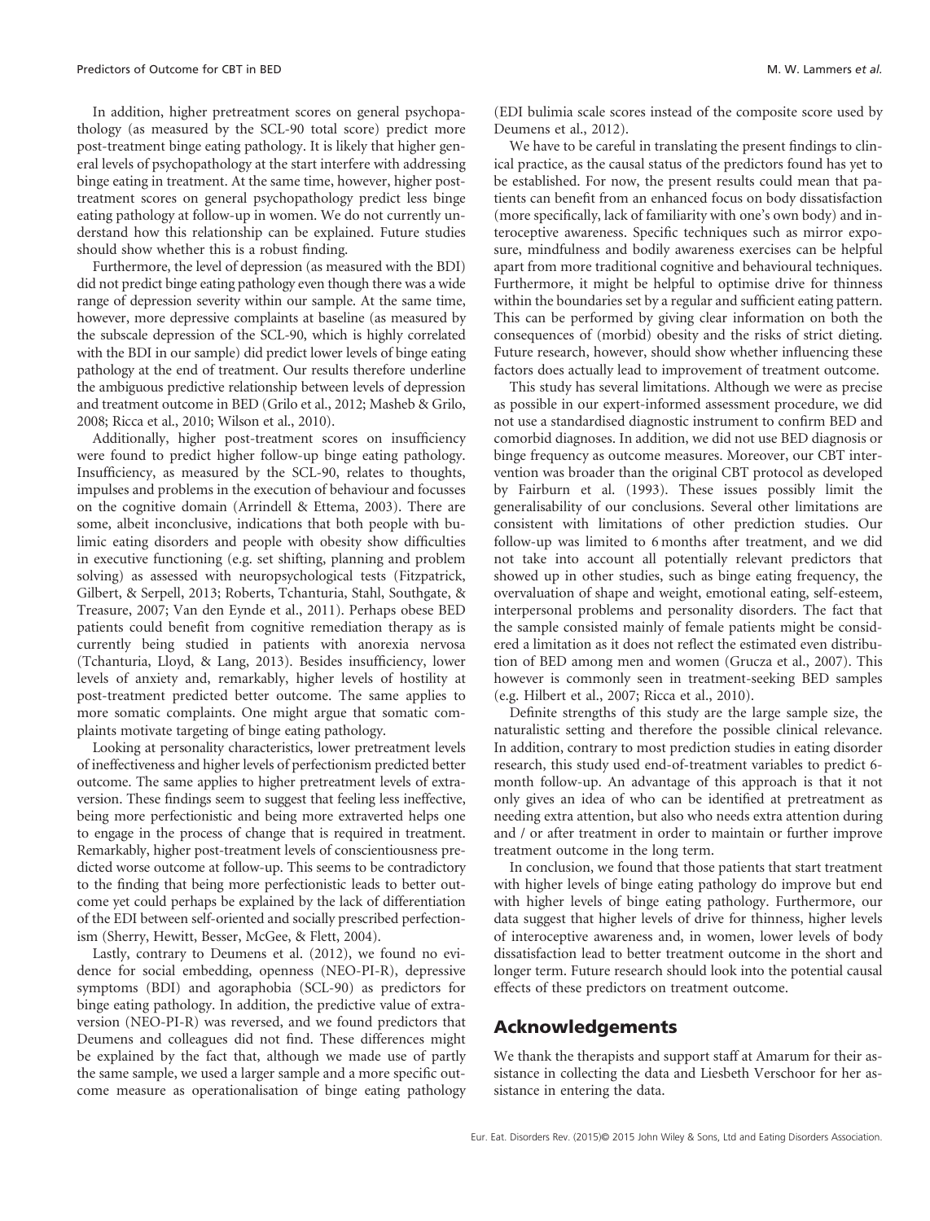In addition, higher pretreatment scores on general psychopathology (as measured by the SCL-90 total score) predict more post-treatment binge eating pathology. It is likely that higher general levels of psychopathology at the start interfere with addressing binge eating in treatment. At the same time, however, higher post-treatment scores on general psychopathology predict less binge eating pathology at follow-up in women. We do not currently understand how this relationship can be explained. Future studies should show whether this is a robust finding.

Furthermore, the level of depression (as measured with the BDI) did not predict binge eating pathology even though there was a wide range of depression severity within our sample. At the same time, however, more depressive complaints at baseline (as measured by the subscale depression of the SCL-90, which is highly correlated with the BDI in our sample) did predict lower levels of binge eating pathology at the end of treatment. Our results therefore underline the ambiguous predictive relationship between levels of depression and treatment outcome in BED (Grilo et al., 2012; Masheb & Grilo, 2008; Ricca et al., 2010; Wilson et al., 2010).

Additionally, higher post-treatment scores on insufficiency were found to predict higher follow-up binge eating pathology. Insufficiency, as measured by the SCL-90, relates to thoughts, impulses and problems in the execution of behaviour and focusses on the cognitive domain (Arrindell & Ettema, 2003). There are some, albeit inconclusive, indications that both people with bulimic eating disorders and people with obesity show difficulties in executive functioning (e.g. set shifting, planning and problem solving) as assessed with neuropsychological tests (Fitzpatrick, Gilbert, & Serpell, 2013; Roberts, Tchanturia, Stahl, Southgate, & Treasure, 2007; Van den Eynde et al., 2011). Perhaps obese BED patients could benefit from cognitive remediation therapy as is currently being studied in patients with anorexia nervosa (Tchanturia, Lloyd, & Lang, 2013). Besides insufficiency, lower levels of anxiety and, remarkably, higher levels of hostility at post-treatment predicted better outcome. The same applies to more somatic complaints. One might argue that somatic complaints motivate targeting of binge eating pathology.

Looking at personality characteristics, lower pretreatment levels of ineffectiveness and higher levels of perfectionism predicted better outcome. The same applies to higher pretreatment levels of extraversion. These findings seem to suggest that feeling less ineffective, being more perfectionistic and being more extraverted helps one to engage in the process of change that is required in treatment. Remarkably, higher post-treatment levels of conscientiousness predicted worse outcome at follow-up. This seems to be contradictory to the finding that being more perfectionistic leads to better outcome yet could perhaps be explained by the lack of differentiation of the EDI between self-oriented and socially prescribed perfectionism (Sherry, Hewitt, Besser, McGee, & Flett, 2004).

Lastly, contrary to Deumens et al. (2012), we found no evidence for social embedding, openness (NEO-PI-R), depressive symptoms (BDI) and agoraphobia (SCL-90) as predictors for binge eating pathology. In addition, the predictive value of extraversion (NEO-PI-R) was reversed, and we found predictors that Deumens and colleagues did not find. These differences might be explained by the fact that, although we made use of partly the same sample, we used a larger sample and a more specific outcome measure as operationalisation of binge eating pathology (EDI bulimia scale scores instead of the composite score used by Deumens et al., 2012).

We have to be careful in translating the present findings to clinical practice, as the causal status of the predictors found has yet to be established. For now, the present results could mean that patients can benefit from an enhanced focus on body dissatisfaction (more specifically, lack of familiarity with one's own body) and interoceptive awareness. Specific techniques such as mirror exposure, mindfulness and bodily awareness exercises can be helpful apart from more traditional cognitive and behavioural techniques. Furthermore, it might be helpful to optimise drive for thinness within the boundaries set by a regular and sufficient eating pattern. This can be performed by giving clear information on both the consequences of (morbid) obesity and the risks of strict dieting. Future research, however, should show whether influencing these factors does actually lead to improvement of treatment outcome.

This study has several limitations. Although we were as precise as possible in our expert-informed assessment procedure, we did not use a standardised diagnostic instrument to confirm BED and comorbid diagnoses. In addition, we did not use BED diagnosis or binge frequency as outcome measures. Moreover, our CBT intervention was broader than the original CBT protocol as developed by Fairburn et al. (1993). These issues possibly limit the generalisability of our conclusions. Several other limitations are consistent with limitations of other prediction studies. Our follow-up was limited to 6 months after treatment, and we did not take into account all potentially relevant predictors that showed up in other studies, such as binge eating frequency, the overvaluation of shape and weight, emotional eating, self-esteem, interpersonal problems and personality disorders. The fact that the sample consisted mainly of female patients might be considered a limitation as it does not reflect the estimated even distribution of BED among men and women (Grucza et al., 2007). This however is commonly seen in treatment-seeking BED samples (e.g. Hilbert et al., 2007; Ricca et al., 2010).

Definite strengths of this study are the large sample size, the naturalistic setting and therefore the possible clinical relevance. In addition, contrary to most prediction studies in eating disorder research, this study used end-of-treatment variables to predict 6-month follow-up. An advantage of this approach is that it not only gives an idea of who can be identified at pretreatment as needing extra attention, but also who needs extra attention during and / or after treatment in order to maintain or further improve treatment outcome in the long term.

In conclusion, we found that those patients that start treatment with higher levels of binge eating pathology do improve but end with higher levels of binge eating pathology. Furthermore, our data suggest that higher levels of drive for thinness, higher levels of interoceptive awareness and, in women, lower levels of body dissatisfaction lead to better treatment outcome in the short and longer term. Future research should look into the potential causal effects of these predictors on treatment outcome.

## Acknowledgements

We thank the therapists and support staff at Amarum for their assistance in collecting the data and Liesbeth Verschoor for her assistance in entering the data.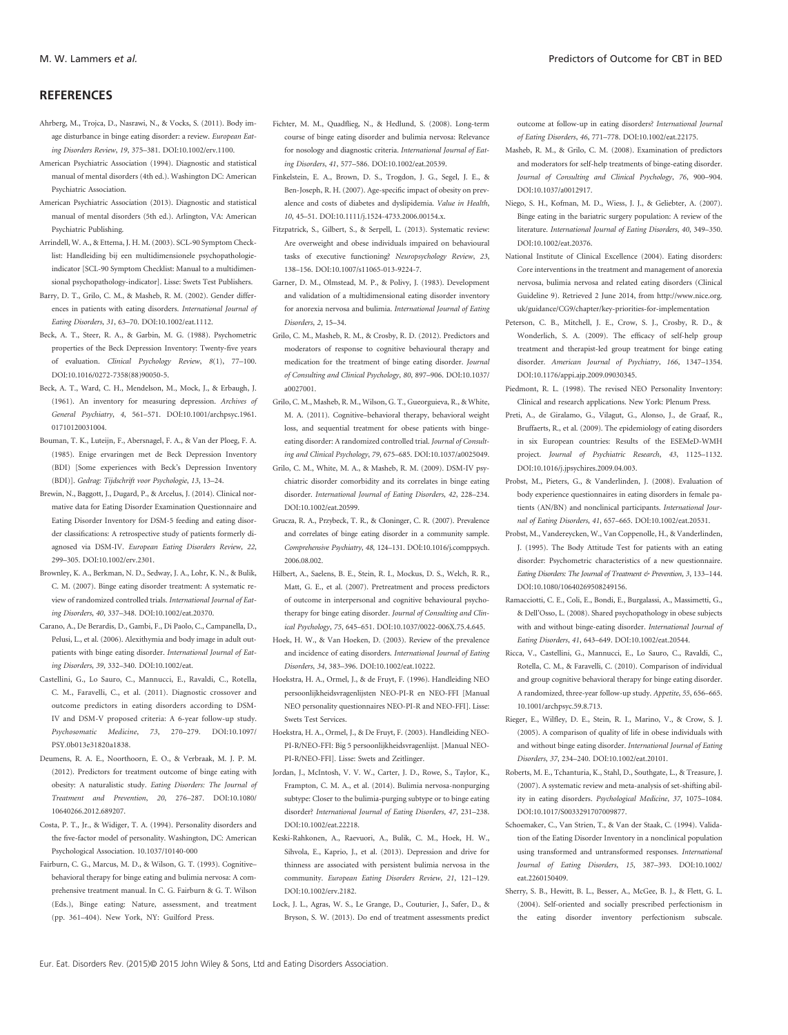## REFERENCES

Ahrberg, M., Trojca, D., Nasrawi, N., & Vocks, S. (2011). Body image disturbance in binge eating disorder: a review. *European Eating Disorders Review*, *19*, 375–381. DOI:10.1002/erv.1100.

American Psychiatric Association (1994). Diagnostic and statistical manual of mental disorders (4th ed.). Washington DC: American Psychiatric Association.

American Psychiatric Association (2013). Diagnostic and statistical manual of mental disorders (5th ed.). Arlington, VA: American Psychiatric Publishing.

Arrindell, W. A., & Ettema, J. H. M. (2003). SCL-90 Symptom Checklist: Handleiding bij een multidimensionele psychopathologie-indicator [SCL-90 Symptom Checklist: Manual to a multidimensional psychopathology-indicator]. Lisse: Swets Test Publishers.

Barry, D. T., Grilo, C. M., & Masheb, R. M. (2002). Gender differences in patients with eating disorders. *International Journal of Eating Disorders*, *31*, 63–70. DOI:10.1002/eat.1112.

Beck, A. T., Steer, R. A., & Garbin, M. G. (1988). Psychometric properties of the Beck Depression Inventory: Twenty-five years of evaluation. *Clinical Psychology Review*, *8*(1), 77–100. DOI:10.1016/0272-7358(88)90050-5.

Beck, A. T., Ward, C. H., Mendelson, M., Mock, J., & Erbaugh, J. (1961). An inventory for measuring depression. *Archives of General Psychiatry*, *4*, 561–571. DOI:10.1001/archpsyc.1961.01710120031004.

Bouman, T. K., Luteijn, F., Abersnagel, F. A., & Van der Ploeg, F. A. (1985). Enige ervaringen met de Beck Depression Inventory (BDI) [Some experiences with Beck's Depression Inventory (BDI)]. *Gedrag: Tijdschrift voor Psychologie*, *13*, 13–24.

Brewin, N., Baggott, J., Dugard, P., & Arcelus, J. (2014). Clinical normative data for Eating Disorder Examination Questionnaire and Eating Disorder Inventory for DSM-5 feeding and eating disorder classifications: A retrospective study of patients formerly diagnosed via DSM-IV. *European Eating Disorders Review*, *22*, 299–305. DOI:10.1002/erv.2301.

Brownley, K. A., Berkman, N. D., Sedway, J. A., Lohr, K. N., & Bulik, C. M. (2007). Binge eating disorder treatment: A systematic review of randomized controlled trials. *International Journal of Eating Disorders*, *40*, 337–348. DOI:10.1002/eat.20370.

Carano, A., De Berardis, D., Gambi, F., Di Paolo, C., Campanella, D., Pelusi, L., et al. (2006). Alexithymia and body image in adult outpatients with binge eating disorder. *International Journal of Eating Disorders*, *39*, 332–340. DOI:10.1002/eat.

Castellini, G., Lo Sauro, C., Mannucci, E., Ravaldi, C., Rotella, C. M., Faravelli, C., et al. (2011). Diagnostic crossover and outcome predictors in eating disorders according to DSM-IV and DSM-V proposed criteria: A 6-year follow-up study. *Psychosomatic Medicine*, *73*, 270–279. DOI:10.1097/PSY.0b013e31820a1838.

Deumens, R. A. E., Noorthoorn, E. O., & Verbraak, M. J. P. M. (2012). Predictors for treatment outcome of binge eating with obesity: A naturalistic study. *Eating Disorders: The Journal of Treatment and Prevention*, *20*, 276–287. DOI:10.1080/10640266.2012.689207.

Costa, P. T., Jr., & Widiger, T. A. (1994). Personality disorders and the five-factor model of personality. Washington, DC: American Psychological Association. 10.1037/10140-000

Fairburn, C. G., Marcus, M. D., & Wilson, G. T. (1993). Cognitive–behavioral therapy for binge eating and bulimia nervosa: A comprehensive treatment manual. In C. G. Fairburn & G. T. Wilson (Eds.), Binge eating: Nature, assessment, and treatment (pp. 361–404). New York, NY: Guilford Press.

Fichter, M. M., Quadflieg, N., & Hedlund, S. (2008). Long-term course of binge eating disorder and bulimia nervosa: Relevance for nosology and diagnostic criteria. *International Journal of Eating Disorders*, *41*, 577–586. DOI:10.1002/eat.20539.

Finkelstein, E. A., Brown, D. S., Trogdon, J. G., Segel, J. E., & Ben-Joseph, R. H. (2007). Age-specific impact of obesity on prevalence and costs of diabetes and dyslipidemia. *Value in Health*, *10*, 45–51. DOI:10.1111/j.1524-4733.2006.00154.x.

Fitzpatrick, S., Gilbert, S., & Serpell, L. (2013). Systematic review: Are overweight and obese individuals impaired on behavioural tasks of executive functioning? *Neuropsychology Review*, *23*, 138–156. DOI:10.1007/s11065-013-9224-7.

Garner, D. M., Olmstead, M. P., & Polivy, J. (1983). Development and validation of a multidimensional eating disorder inventory for anorexia nervosa and bulimia. *International Journal of Eating Disorders*, *2*, 15–34.

Grilo, C. M., Masheb, R. M., & Crosby, R. D. (2012). Predictors and moderators of response to cognitive behavioural therapy and medication for the treatment of binge eating disorder. *Journal of Consulting and Clinical Psychology*, *80*, 897–906. DOI:10.1037/a0027001.

Grilo, C. M., Masheb, R. M., Wilson, G. T., Gueorguieva, R., & White, M. A. (2011). Cognitive–behavioral therapy, behavioral weight loss, and sequential treatment for obese patients with binge-eating disorder: A randomized controlled trial. *Journal of Consulting and Clinical Psychology*, *79*, 675–685. DOI:10.1037/a0025049.

Grilo, C. M., White, M. A., & Masheb, R. M. (2009). DSM-IV psychiatric disorder comorbidity and its correlates in binge eating disorder. *International Journal of Eating Disorders*, *42*, 228–234. DOI:10.1002/eat.20599.

Grucza, R. A., Przybeck, T. R., & Cloninger, C. R. (2007). Prevalence and correlates of binge eating disorder in a community sample. *Comprehensive Psychiatry*, *48*, 124–131. DOI:10.1016/j.comppsych.2006.08.002.

Hilbert, A., Saelens, B. E., Stein, R. I., Mockus, D. S., Welch, R. R., Matt, G. E., et al. (2007). Pretreatment and process predictors of outcome in interpersonal and cognitive behavioural psychotherapy for binge eating disorder. *Journal of Consulting and Clinical Psychology*, *75*, 645–651. DOI:10.1037/0022-006X.75.4.645.

Hoek, H. W., & Van Hoeken, D. (2003). Review of the prevalence and incidence of eating disorders. *International Journal of Eating Disorders*, *34*, 383–396. DOI:10.1002/eat.10222.

Hoekstra, H. A., Ormel, J., & de Fruyt, F. (1996). Handleiding NEO persoonlijkheidsvragenlijsten NEO-PI-R en NEO-FFI [Manual NEO personality questionnaires NEO-PI-R and NEO-FFI]. Lisse: Swets Test Services.

Hoekstra, H. A., Ormel, J., & De Fruyt, F. (2003). Handleiding NEO-PI-R/NEO-FFI: Big 5 persoonlijkheidsvragenlijst. [Manual NEO-PI-R/NEO-FFI]. Lisse: Swets and Zeitlinger.

Jordan, J., McIntosh, V. V. W., Carter, J. D., Rowe, S., Taylor, K., Frampton, C. M. A., et al. (2014). Bulimia nervosa-nonpurging subtype: Closer to the bulimia-purging subtype or to binge eating disorder? *International Journal of Eating Disorders*, *47*, 231–238. DOI:10.1002/eat.22218.

Keski-Rahkonen, A., Raevuori, A., Bulik, C. M., Hoek, H. W., Sihvola, E., Kaprio, J., et al. (2013). Depression and drive for thinness are associated with persistent bulimia nervosa in the community. *European Eating Disorders Review*, *21*, 121–129. DOI:10.1002/erv.2182.

Lock, J. L., Agras, W. S., Le Grange, D., Couturier, J., Safer, D., & Bryson, S. W. (2013). Do end of treatment assessments predict outcome at follow-up in eating disorders? *International Journal of Eating Disorders*, *46*, 771–778. DOI:10.1002/eat.22175.

Masheb, R. M., & Grilo, C. M. (2008). Examination of predictors and moderators for self-help treatments of binge-eating disorder. *Journal of Consulting and Clinical Psychology*, *76*, 900–904. DOI:10.1037/a0012917.

Niego, S. H., Kofman, M. D., Wiess, J. J., & Geliebter, A. (2007). Binge eating in the bariatric surgery population: A review of the literature. *International Journal of Eating Disorders*, *40*, 349–350. DOI:10.1002/eat.20376.

National Institute of Clinical Excellence (2004). Eating disorders: Core interventions in the treatment and management of anorexia nervosa, bulimia nervosa and related eating disorders (Clinical Guideline 9). Retrieved 2 June 2014, from http://www.nice.org.uk/guidance/CG9/chapter/key-priorities-for-implementation

Peterson, C. B., Mitchell, J. E., Crow, S. J., Crosby, R. D., & Wonderlich, S. A. (2009). The efficacy of self-help group treatment and therapist-led group treatment for binge eating disorder. *American Journal of Psychiatry*, *166*, 1347–1354. DOI:10.1176/appi.ajp.2009.09030345.

Piedmont, R. L. (1998). The revised NEO Personality Inventory: Clinical and research applications. New York: Plenum Press.

Preti, A., de Giralamo, G., Vilagut, G., Alonso, J., de Graaf, R., Bruffaerts, R., et al. (2009). The epidemiology of eating disorders in six European countries: Results of the ESEMeD-WMH project. *Journal of Psychiatric Research*, *43*, 1125–1132. DOI:10.1016/j.jpsychires.2009.04.003.

Probst, M., Pieters, G., & Vanderlinden, J. (2008). Evaluation of body experience questionnaires in eating disorders in female patients (AN/BN) and nonclinical participants. *International Journal of Eating Disorders*, *41*, 657–665. DOI:10.1002/eat.20531.

Probst, M., Vandereycken, W., Van Coppenolle, H., & Vanderlinden, J. (1995). The Body Attitude Test for patients with an eating disorder: Psychometric characteristics of a new questionnaire. *Eating Disorders: The Journal of Treatment & Prevention*, *3*, 133–144. DOI:10.1080/10640269508249156.

Ramacciotti, C. E., Coli, E., Bondi, E., Burgalassi, A., Massimetti, G., & Dell'Osso, L. (2008). Shared psychopathology in obese subjects with and without binge-eating disorder. *International Journal of Eating Disorders*, *41*, 643–649. DOI:10.1002/eat.20544.

Ricca, V., Castellini, G., Mannucci, E., Lo Sauro, C., Ravaldi, C., Rotella, C. M., & Faravelli, C. (2010). Comparison of individual and group cognitive behavioral therapy for binge eating disorder. A randomized, three-year follow-up study. *Appetite*, *55*, 656–665. 10.1001/archpsyc.59.8.713.

Rieger, E., Wilfley, D. E., Stein, R. I., Marino, V., & Crow, S. J. (2005). A comparison of quality of life in obese individuals with and without binge eating disorder. *International Journal of Eating Disorders*, *37*, 234–240. DOI:10.1002/eat.20101.

Roberts, M. E., Tchanturia, K., Stahl, D., Southgate, L., & Treasure, J. (2007). A systematic review and meta-analysis of set-shifting ability in eating disorders. *Psychological Medicine*, *37*, 1075–1084. DOI:10.1017/S0033291707009877.

Schoemaker, C., Van Strien, T., & Van der Staak, C. (1994). Validation of the Eating Disorder Inventory in a nonclinical population using transformed and untransformed responses. *International Journal of Eating Disorders*, *15*, 387–393. DOI:10.1002/eat.2260150409.

Sherry, S. B., Hewitt, B. L., Besser, A., McGee, B. J., & Flett, G. L. (2004). Self-oriented and socially prescribed perfectionism in the eating disorder inventory perfectionism subscale.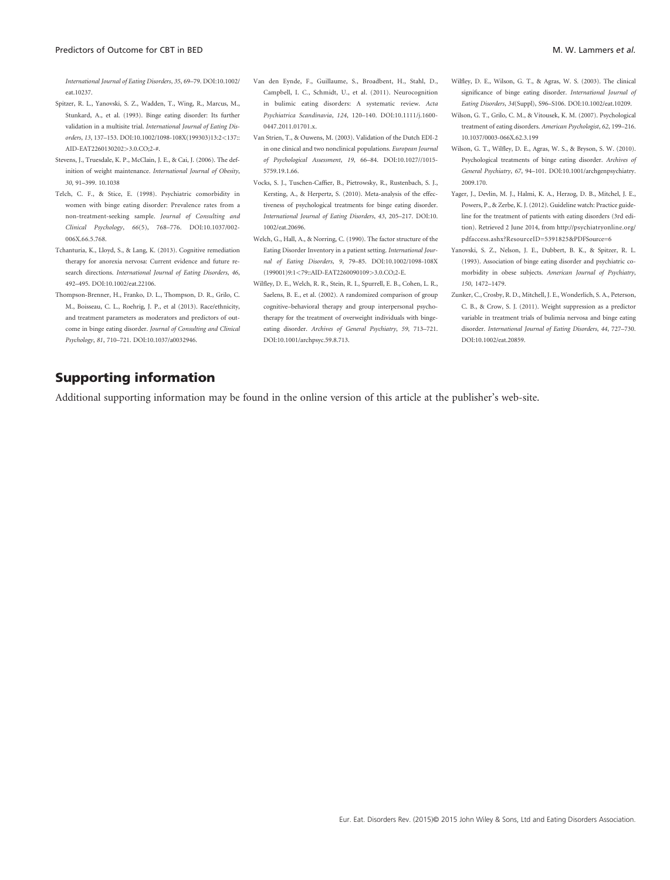International Journal of Eating Disorders, 35, 69–79. DOI:10.1002/eat.10237.

Spitzer, R. L., Yanovski, S. Z., Wadden, T., Wing, R., Marcus, M., Stunkard, A., et al. (1993). Binge eating disorder: Its further validation in a multisite trial. *International Journal of Eating Disorders*, *13*, 137–153. DOI:10.1002/1098-108X(199303)13:2<137::AID-EAT2260130202>3.0.CO;2-#.

Stevens, J., Truesdale, K. P., McClain, J. E., & Cai, J. (2006). The definition of weight maintenance. *International Journal of Obesity*, *30*, 91–399. 10.1038

Telch, C. F., & Stice, E. (1998). Psychiatric comorbidity in women with binge eating disorder: Prevalence rates from a non-treatment-seeking sample. *Journal of Consulting and Clinical Psychology*, *66*(5), 768–776. DOI:10.1037/002-006X.66.5.768.

Tchanturia, K., Lloyd, S., & Lang, K. (2013). Cognitive remediation therapy for anorexia nervosa: Current evidence and future research directions. *International Journal of Eating Disorders*, *46*, 492–495. DOI:10.1002/eat.22106.

Thompson-Brenner, H., Franko, D. L., Thompson, D. R., Grilo, C. M., Boisseau, C. L., Roehrig, J. P., et al (2013). Race/ethnicity, and treatment parameters as moderators and predictors of outcome in binge eating disorder. *Journal of Consulting and Clinical Psychology*, *81*, 710–721. DOI:10.1037/a0032946.

Van den Eynde, F., Guillaume, S., Broadbent, H., Stahl, D., Campbell, I. C., Schmidt, U., et al. (2011). Neurocognition in bulimic eating disorders: A systematic review. *Acta Psychiatrica Scandinavia*, *124*, 120–140. DOI:10.1111/j.1600-0447.2011.01701.x.

Van Strien, T., & Ouwens, M. (2003). Validation of the Dutch EDI-2 in one clinical and two nonclinical populations. *European Journal of Psychological Assessment*, *19*, 66–84. DOI:10.1027//1015-5759.19.1.66.

Vocks, S. J., Tuschen-Caffier, B., Pietrowsky, R., Rustenbach, S. J., Kersting, A., & Herpertz, S. (2010). Meta-analysis of the effectiveness of psychological treatments for binge eating disorder. *International Journal of Eating Disorders*, *43*, 205–217. DOI:10.1002/eat.20696.

Welch, G., Hall, A., & Norring, C. (1990). The factor structure of the Eating Disorder Inventory in a patient setting. *International Journal of Eating Disorders*, *9*, 79–85. DOI:10.1002/1098-108X(199001)9:1<79::AID-EAT2260090109>3.0.CO;2-E.

Wilfley, D. E., Welch, R. R., Stein, R. I., Spurrell, E. B., Cohen, L. R., Saelens, B. E., et al. (2002). A randomized comparison of group cognitive–behavioral therapy and group interpersonal psychotherapy for the treatment of overweight individuals with binge-eating disorder. *Archives of General Psychiatry*, *59*, 713–721. DOI:10.1001/archpsyc.59.8.713.

Wilfley, D. E., Wilson, G. T., & Agras, W. S. (2003). The clinical significance of binge eating disorder. *International Journal of Eating Disorders*, *34*(Suppl), S96–S106. DOI:10.1002/eat.10209.

Wilson, G. T., Grilo, C. M., & Vitousek, K. M. (2007). Psychological treatment of eating disorders. *American Psychologist*, *62*, 199–216. 10.1037/0003-066X.62.3.199

Wilson, G. T., Wilfley, D. E., Agras, W. S., & Bryson, S. W. (2010). Psychological treatments of binge eating disorder. *Archives of General Psychiatry*, *67*, 94–101. DOI:10.1001/archgenpsychiatry.2009.170.

Yager, J., Devlin, M. J., Halmi, K. A., Herzog, D. B., Mitchel, J. E., Powers, P., & Zerbe, K. J. (2012). Guideline watch: Practice guideline for the treatment of patients with eating disorders (3rd edition). Retrieved 2 June 2014, from http://psychiatryonline.org/pdfaccess.ashx?ResourceID=5391825&PDFSource=6

Yanovski, S. Z., Nelson, J. E., Dubbert, B. K., & Spitzer, R. L. (1993). Association of binge eating disorder and psychiatric comorbidity in obese subjects. *American Journal of Psychiatry*, *150*, 1472–1479.

Zunker, C., Crosby, R. D., Mitchell, J. E., Wonderlich, S. A., Peterson, C. B., & Crow, S. J. (2011). Weight suppression as a predictor variable in treatment trials of bulimia nervosa and binge eating disorder. *International Journal of Eating Disorders*, *44*, 727–730. DOI:10.1002/eat.20859.

## Supporting information

Additional supporting information may be found in the online version of this article at the publisher's web-site.